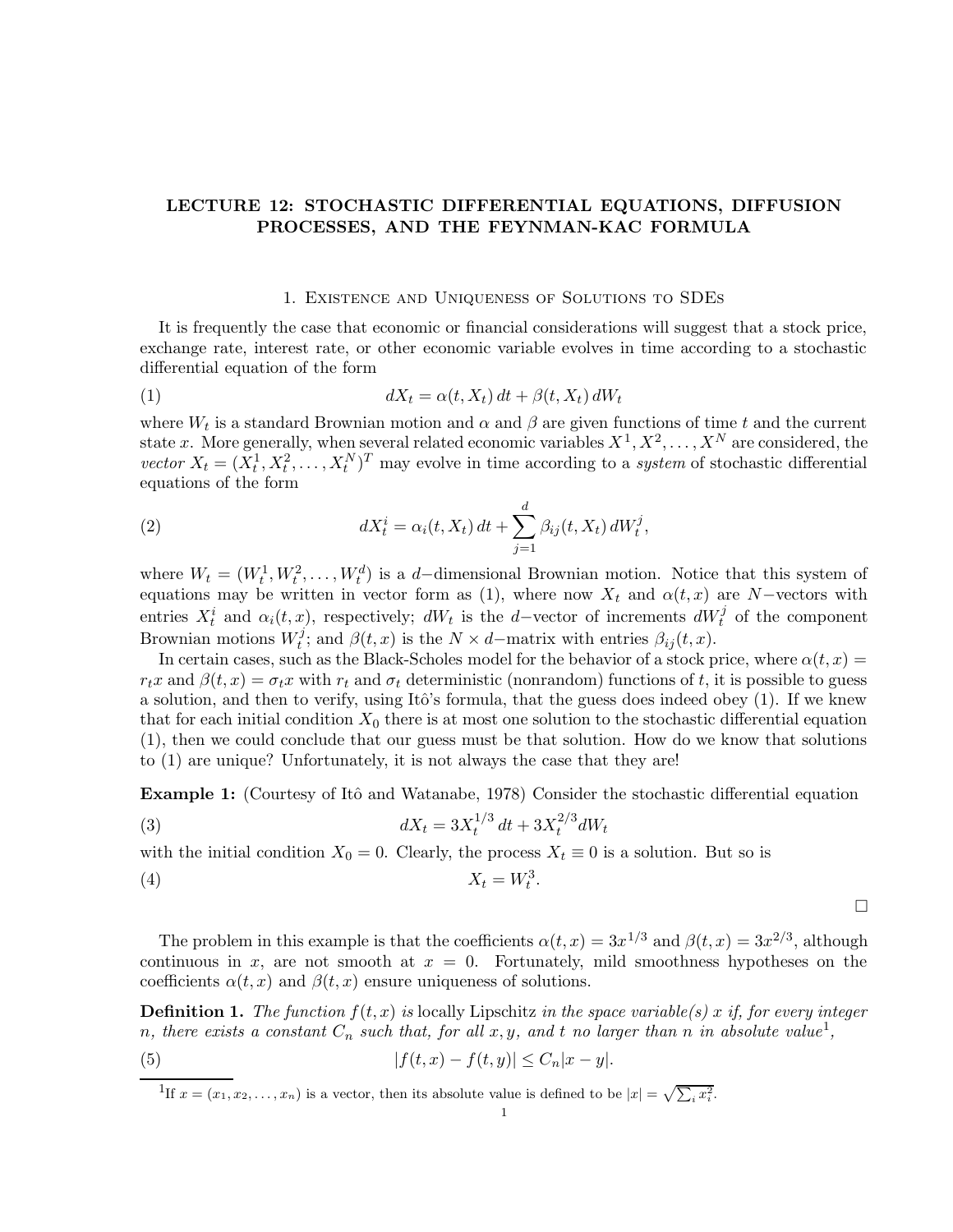# LECTURE 12: STOCHASTIC DIFFERENTIAL EQUATIONS, DIFFUSION PROCESSES, AND THE FEYNMAN-KAC FORMULA

## 1. Existence and Uniqueness of Solutions to SDEs

It is frequently the case that economic or financial considerations will suggest that a stock price, exchange rate, interest rate, or other economic variable evolves in time according to a stochastic differential equation of the form

$$dX_t = \alpha(t, X_t)\, dt + \beta(t, X_t)\, dW_t \tag{1}$$

where $W_t$ is a standard Brownian motion and $\alpha$ and $\beta$ are given functions of time $t$ and the current state $x$. More generally, when several related economic variables $X^1, X^2, \ldots, X^N$ are considered, the *vector* $X_t = (X_t^1, X_t^2, \ldots, X_t^N)^T$ may evolve in time according to a *system* of stochastic differential equations of the form

$$dX_t^i = \alpha_i(t, X_t)\, dt + \sum_{j=1}^{d} \beta_{ij}(t, X_t)\, dW_t^j, \tag{2}$$

where $W_t = (W_t^1, W_t^2, \ldots, W_t^d)$ is a $d-$dimensional Brownian motion. Notice that this system of equations may be written in vector form as (1), where now $X_t$ and $\alpha(t, x)$ are $N-$vectors with entries $X_t^i$ and $\alpha_i(t, x)$, respectively; $dW_t$ is the $d-$vector of increments $dW_t^j$ of the component Brownian motions $W_t^j$; and $\beta(t, x)$ is the $N \times d-$matrix with entries $\beta_{ij}(t, x)$.

In certain cases, such as the Black-Scholes model for the behavior of a stock price, where $\alpha(t, x) = r_t x$ and $\beta(t, x) = \sigma_t x$ with $r_t$ and $\sigma_t$ deterministic (nonrandom) functions of $t$, it is possible to guess a solution, and then to verify, using Itô's formula, that the guess does indeed obey (1). If we knew that for each initial condition $X_0$ there is at most one solution to the stochastic differential equation (1), then we could conclude that our guess must be that solution. How do we know that solutions to (1) are unique? Unfortunately, it is not always the case that they are!

**Example 1:** (Courtesy of Itô and Watanabe, 1978) Consider the stochastic differential equation

$$dX_t = 3X_t^{1/3}\, dt + 3X_t^{2/3} dW_t \tag{3}$$

with the initial condition $X_0 = 0$. Clearly, the process $X_t \equiv 0$ is a solution. But so is

$$X_t = W_t^3. \tag{4}$$

□

The problem in this example is that the coefficients $\alpha(t, x) = 3x^{1/3}$ and $\beta(t, x) = 3x^{2/3}$, although continuous in $x$, are not smooth at $x = 0$. Fortunately, mild smoothness hypotheses on the coefficients $\alpha(t, x)$ and $\beta(t, x)$ ensure uniqueness of solutions.

**Definition 1.** *The function $f(t, x)$ is* locally Lipschitz *in the space variable(s) $x$ if, for every integer $n$, there exists a constant $C_n$ such that, for all $x, y$, and $t$ no larger than $n$ in absolute value*[1]*,*

$$|f(t, x) - f(t, y)| \leq C_n |x - y|. \tag{5}$$

[1] If $x = (x_1, x_2, \ldots, x_n)$ is a vector, then its absolute value is defined to be $|x| = \sqrt{\sum_i x_i^2}$.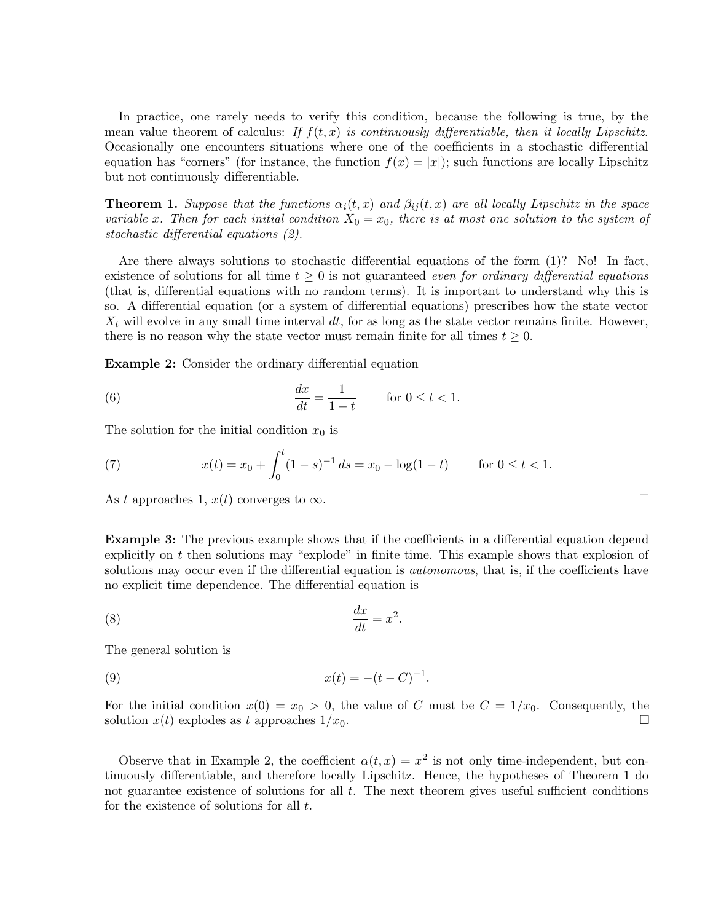In practice, one rarely needs to verify this condition, because the following is true, by the mean value theorem of calculus: *If $f(t, x)$ is continuously differentiable, then it locally Lipschitz.* Occasionally one encounters situations where one of the coefficients in a stochastic differential equation has "corners" (for instance, the function $f(x) = |x|$); such functions are locally Lipschitz but not continuously differentiable.

**Theorem 1.** *Suppose that the functions $\alpha_i(t, x)$ and $\beta_{ij}(t, x)$ are all locally Lipschitz in the space variable $x$. Then for each initial condition $X_0 = x_0$, there is at most one solution to the system of stochastic differential equations (2).*

Are there always solutions to stochastic differential equations of the form (1)? No! In fact, existence of solutions for all time $t \geq 0$ is not guaranteed *even for ordinary differential equations* (that is, differential equations with no random terms). It is important to understand why this is so. A differential equation (or a system of differential equations) prescribes how the state vector $X_t$ will evolve in any small time interval $dt$, for as long as the state vector remains finite. However, there is no reason why the state vector must remain finite for all times $t \geq 0$.

**Example 2:** Consider the ordinary differential equation

$$\frac{dx}{dt} = \frac{1}{1-t} \qquad \text{for } 0 \leq t < 1. \tag{6}$$

The solution for the initial condition $x_0$ is

$$x(t) = x_0 + \int_0^t (1-s)^{-1}\, ds = x_0 - \log(1-t) \qquad \text{for } 0 \leq t < 1. \tag{7}$$

As $t$ approaches 1, $x(t)$ converges to $\infty$. □

**Example 3:** The previous example shows that if the coefficients in a differential equation depend explicitly on $t$ then solutions may "explode" in finite time. This example shows that explosion of solutions may occur even if the differential equation is *autonomous*, that is, if the coefficients have no explicit time dependence. The differential equation is

$$\frac{dx}{dt} = x^2. \tag{8}$$

The general solution is

$$x(t) = -(t - C)^{-1}. \tag{9}$$

For the initial condition $x(0) = x_0 > 0$, the value of $C$ must be $C = 1/x_0$. Consequently, the solution $x(t)$ explodes as $t$ approaches $1/x_0$. □

Observe that in Example 2, the coefficient $\alpha(t, x) = x^2$ is not only time-independent, but continuously differentiable, and therefore locally Lipschitz. Hence, the hypotheses of Theorem 1 do not guarantee existence of solutions for all $t$. The next theorem gives useful sufficient conditions for the existence of solutions for all $t$.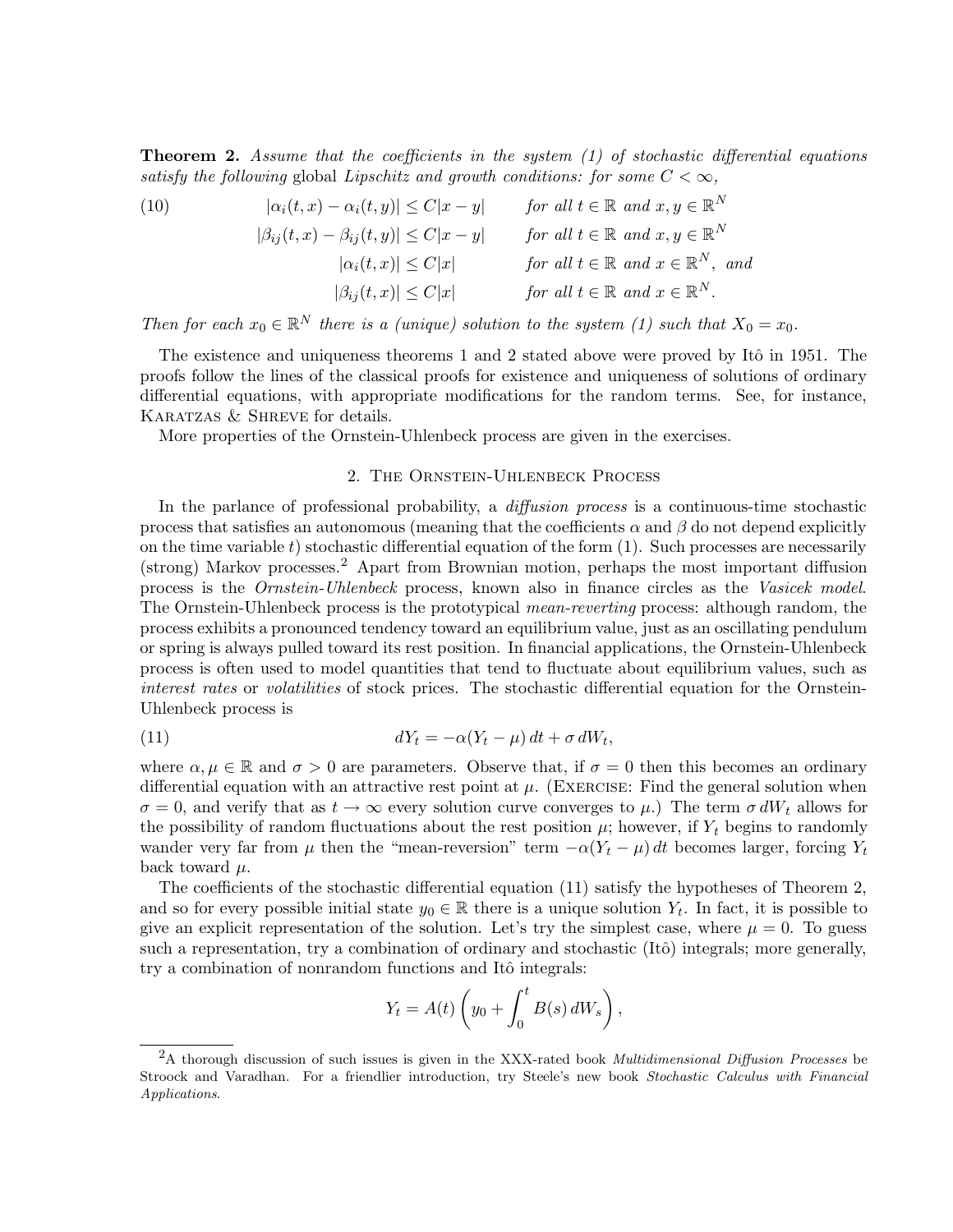**Theorem 2.** *Assume that the coefficients in the system (1) of stochastic differential equations satisfy the following* global *Lipschitz and growth conditions: for some $C < \infty$,*

$$
\begin{aligned}
(10) \qquad |\alpha_i(t,x) - \alpha_i(t,y)| &\le C|x-y| \qquad \text{for all } t \in \mathbb{R} \text{ and } x, y \in \mathbb{R}^N \\
|\beta_{ij}(t,x) - \beta_{ij}(t,y)| &\le C|x-y| \qquad \text{for all } t \in \mathbb{R} \text{ and } x, y \in \mathbb{R}^N \\
|\alpha_i(t,x)| &\le C|x| \qquad \text{for all } t \in \mathbb{R} \text{ and } x \in \mathbb{R}^N, \text{ and} \\
|\beta_{ij}(t,x)| &\le C|x| \qquad \text{for all } t \in \mathbb{R} \text{ and } x \in \mathbb{R}^N.
\end{aligned}
$$

*Then for each $x_0 \in \mathbb{R}^N$ there is a (unique) solution to the system (1) such that $X_0 = x_0$.*

The existence and uniqueness theorems 1 and 2 stated above were proved by Itô in 1951. The proofs follow the lines of the classical proofs for existence and uniqueness of solutions of ordinary differential equations, with appropriate modifications for the random terms. See, for instance, Karatzas & Shreve for details.

More properties of the Ornstein-Uhlenbeck process are given in the exercises.

## 2. The Ornstein-Uhlenbeck Process

In the parlance of professional probability, a *diffusion process* is a continuous-time stochastic process that satisfies an autonomous (meaning that the coefficients $\alpha$ and $\beta$ do not depend explicitly on the time variable $t$) stochastic differential equation of the form (1). Such processes are necessarily (strong) Markov processes.[2] Apart from Brownian motion, perhaps the most important diffusion process is the *Ornstein-Uhlenbeck* process, known also in finance circles as the *Vasicek model*. The Ornstein-Uhlenbeck process is the prototypical *mean-reverting* process: although random, the process exhibits a pronounced tendency toward an equilibrium value, just as an oscillating pendulum or spring is always pulled toward its rest position. In financial applications, the Ornstein-Uhlenbeck process is often used to model quantities that tend to fluctuate about equilibrium values, such as *interest rates* or *volatilities* of stock prices. The stochastic differential equation for the Ornstein-Uhlenbeck process is

$$
(11) \qquad dY_t = -\alpha(Y_t - \mu)\,dt + \sigma\,dW_t,
$$

where $\alpha, \mu \in \mathbb{R}$ and $\sigma > 0$ are parameters. Observe that, if $\sigma = 0$ then this becomes an ordinary differential equation with an attractive rest point at $\mu$. (Exercise: Find the general solution when $\sigma = 0$, and verify that as $t \to \infty$ every solution curve converges to $\mu$.) The term $\sigma\,dW_t$ allows for the possibility of random fluctuations about the rest position $\mu$; however, if $Y_t$ begins to randomly wander very far from $\mu$ then the "mean-reversion" term $-\alpha(Y_t - \mu)\,dt$ becomes larger, forcing $Y_t$ back toward $\mu$.

The coefficients of the stochastic differential equation (11) satisfy the hypotheses of Theorem 2, and so for every possible initial state $y_0 \in \mathbb{R}$ there is a unique solution $Y_t$. In fact, it is possible to give an explicit representation of the solution. Let's try the simplest case, where $\mu = 0$. To guess such a representation, try a combination of ordinary and stochastic (Itô) integrals; more generally, try a combination of nonrandom functions and Itô integrals:

$$
Y_t = A(t)\left(y_0 + \int_0^t B(s)\,dW_s\right),
$$

---

[2] A thorough discussion of such issues is given in the XXX-rated book *Multidimensional Diffusion Processes* be Stroock and Varadhan. For a friendlier introduction, try Steele's new book *Stochastic Calculus with Financial Applications*.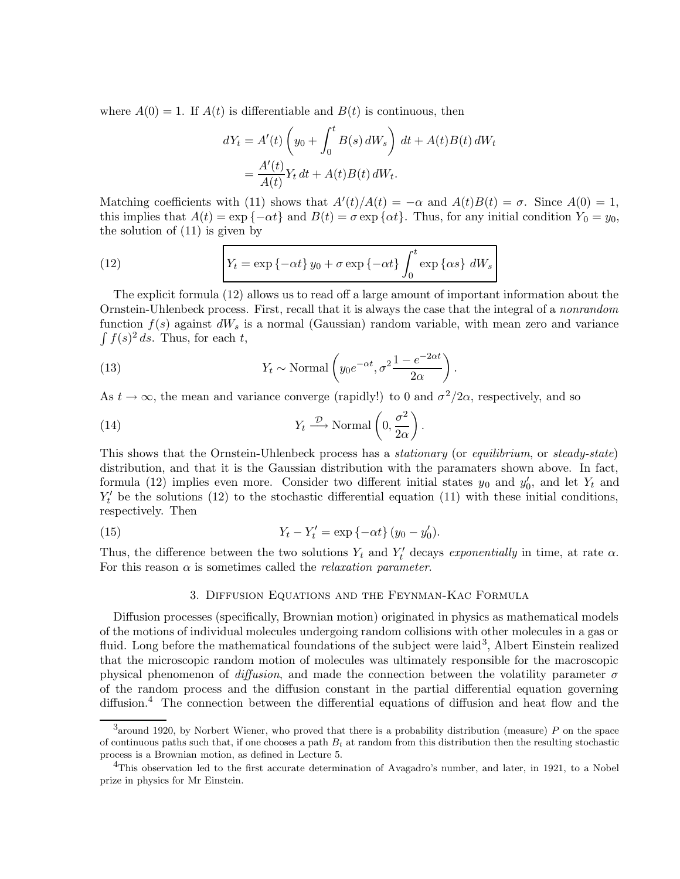where $A(0) = 1$. If $A(t)$ is differentiable and $B(t)$ is continuous, then

$$
\begin{aligned}
dY_t &= A'(t) \left( y_0 + \int_0^t B(s)\, dW_s \right) dt + A(t)B(t)\, dW_t \\
&= \frac{A'(t)}{A(t)} Y_t\, dt + A(t)B(t)\, dW_t.
\end{aligned}
$$

Matching coefficients with (11) shows that $A'(t)/A(t) = -\alpha$ and $A(t)B(t) = \sigma$. Since $A(0) = 1$, this implies that $A(t) = \exp\{-\alpha t\}$ and $B(t) = \sigma \exp\{\alpha t\}$. Thus, for any initial condition $Y_0 = y_0$, the solution of (11) is given by

$$
\boxed{Y_t = \exp\{-\alpha t\}\, y_0 + \sigma \exp\{-\alpha t\} \int_0^t \exp\{\alpha s\}\; dW_s} \tag{12}
$$

The explicit formula (12) allows us to read off a large amount of important information about the Ornstein-Uhlenbeck process. First, recall that it is always the case that the integral of a *nonrandom* function $f(s)$ against $dW_s$ is a normal (Gaussian) random variable, with mean zero and variance $\int f(s)^2\, ds$. Thus, for each $t$,

$$
Y_t \sim \text{Normal}\left( y_0 e^{-\alpha t}, \sigma^2 \frac{1 - e^{-2\alpha t}}{2\alpha} \right). \tag{13}
$$

As $t \to \infty$, the mean and variance converge (rapidly!) to 0 and $\sigma^2/2\alpha$, respectively, and so

$$
Y_t \xrightarrow{\mathcal{D}} \text{Normal}\left( 0, \frac{\sigma^2}{2\alpha} \right). \tag{14}
$$

This shows that the Ornstein-Uhlenbeck process has a *stationary* (or *equilibrium*, or *steady-state*) distribution, and that it is the Gaussian distribution with the paramaters shown above. In fact, formula (12) implies even more. Consider two different initial states $y_0$ and $y_0'$, and let $Y_t$ and $Y_t'$ be the solutions (12) to the stochastic differential equation (11) with these initial conditions, respectively. Then

$$
Y_t - Y_t' = \exp\{-\alpha t\}\,(y_0 - y_0'). \tag{15}
$$

Thus, the difference between the two solutions $Y_t$ and $Y_t'$ decays *exponentially* in time, at rate $\alpha$. For this reason $\alpha$ is sometimes called the *relaxation parameter*.

## 3. Diffusion Equations and the Feynman-Kac Formula

Diffusion processes (specifically, Brownian motion) originated in physics as mathematical models of the motions of individual molecules undergoing random collisions with other molecules in a gas or fluid. Long before the mathematical foundations of the subject were laid[3], Albert Einstein realized that the microscopic random motion of molecules was ultimately responsible for the macroscopic physical phenomenon of *diffusion*, and made the connection between the volatility parameter $\sigma$ of the random process and the diffusion constant in the partial differential equation governing diffusion.[4] The connection between the differential equations of diffusion and heat flow and the

---

[3] around 1920, by Norbert Wiener, who proved that there is a probability distribution (measure) $P$ on the space of continuous paths such that, if one chooses a path $B_t$ at random from this distribution then the resulting stochastic process is a Brownian motion, as defined in Lecture 5.

[4] This observation led to the first accurate determination of Avagadro's number, and later, in 1921, to a Nobel prize in physics for Mr Einstein.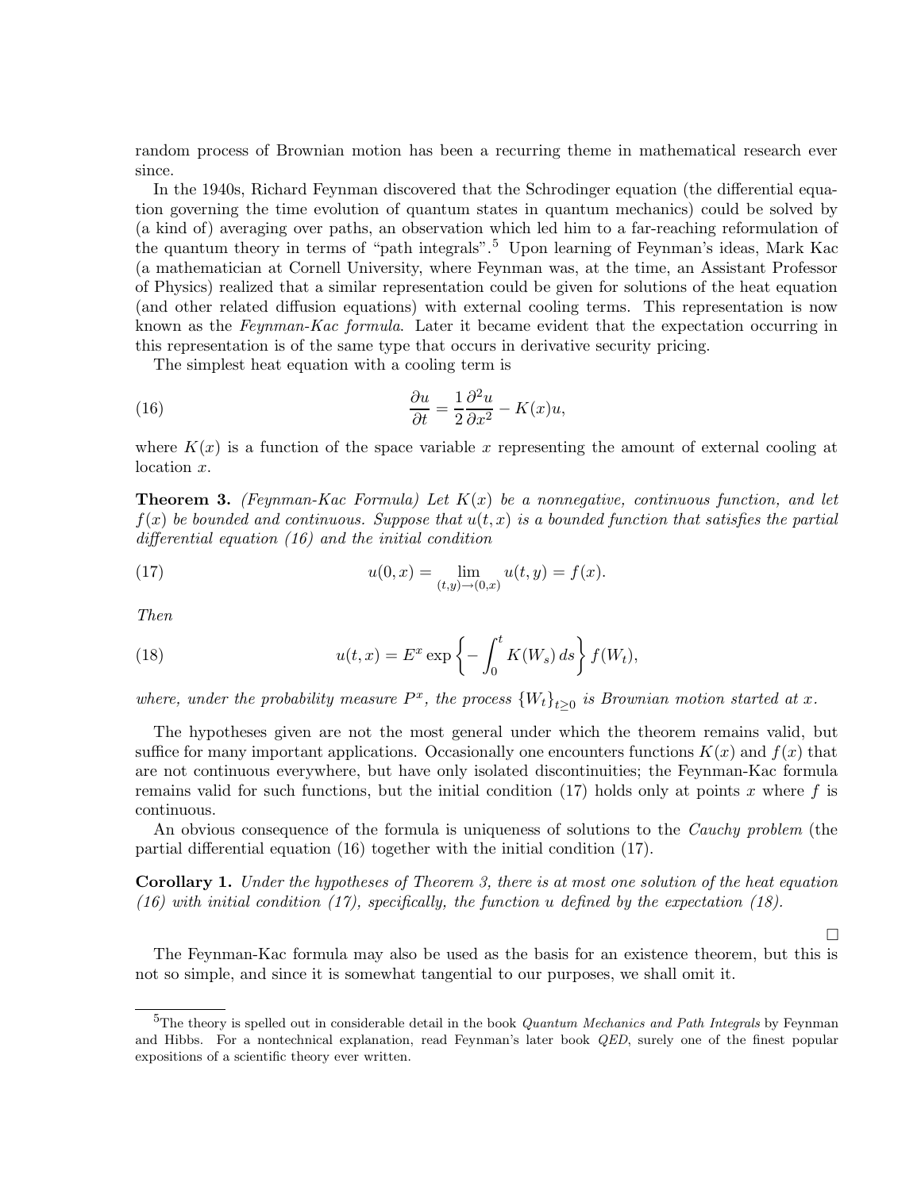random process of Brownian motion has been a recurring theme in mathematical research ever since.

In the 1940s, Richard Feynman discovered that the Schrodinger equation (the differential equation governing the time evolution of quantum states in quantum mechanics) could be solved by (a kind of) averaging over paths, an observation which led him to a far-reaching reformulation of the quantum theory in terms of "path integrals".[5] Upon learning of Feynman's ideas, Mark Kac (a mathematician at Cornell University, where Feynman was, at the time, an Assistant Professor of Physics) realized that a similar representation could be given for solutions of the heat equation (and other related diffusion equations) with external cooling terms. This representation is now known as the *Feynman-Kac formula*. Later it became evident that the expectation occurring in this representation is of the same type that occurs in derivative security pricing.

The simplest heat equation with a cooling term is

$$\frac{\partial u}{\partial t} = \frac{1}{2}\frac{\partial^2 u}{\partial x^2} - K(x)u, \tag{16}$$

where $K(x)$ is a function of the space variable $x$ representing the amount of external cooling at location $x$.

**Theorem 3.** *(Feynman-Kac Formula) Let $K(x)$ be a nonnegative, continuous function, and let $f(x)$ be bounded and continuous. Suppose that $u(t,x)$ is a bounded function that satisfies the partial differential equation (16) and the initial condition*

$$u(0,x) = \lim_{(t,y)\to(0,x)} u(t,y) = f(x). \tag{17}$$

*Then*

$$u(t,x) = E^x \exp\left\{-\int_0^t K(W_s)\,ds\right\} f(W_t), \tag{18}$$

*where, under the probability measure $P^x$, the process $\{W_t\}_{t\geq 0}$ is Brownian motion started at $x$.*

The hypotheses given are not the most general under which the theorem remains valid, but suffice for many important applications. Occasionally one encounters functions $K(x)$ and $f(x)$ that are not continuous everywhere, but have only isolated discontinuities; the Feynman-Kac formula remains valid for such functions, but the initial condition (17) holds only at points $x$ where $f$ is continuous.

An obvious consequence of the formula is uniqueness of solutions to the *Cauchy problem* (the partial differential equation (16) together with the initial condition (17).

**Corollary 1.** *Under the hypotheses of Theorem 3, there is at most one solution of the heat equation (16) with initial condition (17), specifically, the function $u$ defined by the expectation (18).*

□

The Feynman-Kac formula may also be used as the basis for an existence theorem, but this is not so simple, and since it is somewhat tangential to our purposes, we shall omit it.

[5] The theory is spelled out in considerable detail in the book *Quantum Mechanics and Path Integrals* by Feynman and Hibbs. For a nontechnical explanation, read Feynman's later book *QED*, surely one of the finest popular expositions of a scientific theory ever written.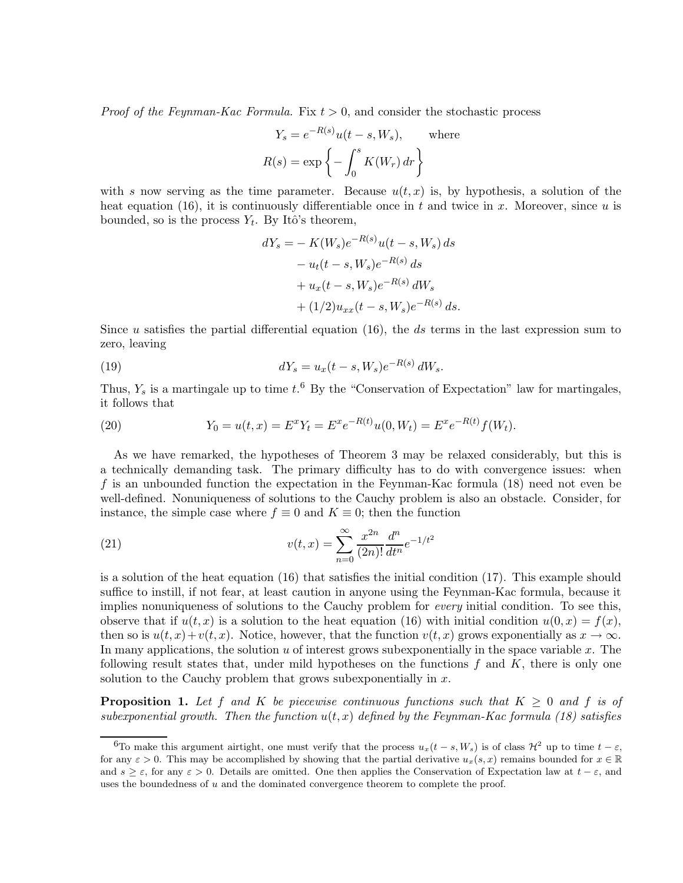*Proof of the Feynman-Kac Formula.* Fix $t > 0$, and consider the stochastic process

$$Y_s = e^{-R(s)} u(t-s, W_s), \qquad \text{where}$$
$$R(s) = \exp\left\{ -\int_0^s K(W_r)\, dr \right\}$$

with $s$ now serving as the time parameter. Because $u(t,x)$ is, by hypothesis, a solution of the heat equation (16), it is continuously differentiable once in $t$ and twice in $x$. Moreover, since $u$ is bounded, so is the process $Y_t$. By Itô's theorem,

$$\begin{aligned} dY_s = &- K(W_s) e^{-R(s)} u(t-s, W_s)\, ds \\ &- u_t(t-s, W_s) e^{-R(s)}\, ds \\ &+ u_x(t-s, W_s) e^{-R(s)}\, dW_s \\ &+ (1/2) u_{xx}(t-s, W_s) e^{-R(s)}\, ds. \end{aligned}$$

Since $u$ satisfies the partial differential equation (16), the $ds$ terms in the last expression sum to zero, leaving

$$dY_s = u_x(t-s, W_s) e^{-R(s)}\, dW_s. \tag{19}$$

Thus, $Y_s$ is a martingale up to time $t$.[6] By the "Conservation of Expectation" law for martingales, it follows that

$$Y_0 = u(t,x) = E^x Y_t = E^x e^{-R(t)} u(0, W_t) = E^x e^{-R(t)} f(W_t). \tag{20}$$

As we have remarked, the hypotheses of Theorem 3 may be relaxed considerably, but this is a technically demanding task. The primary difficulty has to do with convergence issues: when $f$ is an unbounded function the expectation in the Feynman-Kac formula (18) need not even be well-defined. Nonuniqueness of solutions to the Cauchy problem is also an obstacle. Consider, for instance, the simple case where $f \equiv 0$ and $K \equiv 0$; then the function

$$v(t,x) = \sum_{n=0}^{\infty} \frac{x^{2n}}{(2n)!} \frac{d^n}{dt^n} e^{-1/t^2} \tag{21}$$

is a solution of the heat equation (16) that satisfies the initial condition (17). This example should suffice to instill, if not fear, at least caution in anyone using the Feynman-Kac formula, because it implies nonuniqueness of solutions to the Cauchy problem for *every* initial condition. To see this, observe that if $u(t,x)$ is a solution to the heat equation (16) with initial condition $u(0,x) = f(x)$, then so is $u(t,x) + v(t,x)$. Notice, however, that the function $v(t,x)$ grows exponentially as $x \to \infty$. In many applications, the solution $u$ of interest grows subexponentially in the space variable $x$. The following result states that, under mild hypotheses on the functions $f$ and $K$, there is only one solution to the Cauchy problem that grows subexponentially in $x$.

**Proposition 1.** *Let $f$ and $K$ be piecewise continuous functions such that $K \geq 0$ and $f$ is of subexponential growth. Then the function $u(t,x)$ defined by the Feynman-Kac formula (18) satisfies*

[6] To make this argument airtight, one must verify that the process $u_x(t-s, W_s)$ is of class $\mathcal{H}^2$ up to time $t - \varepsilon$, for any $\varepsilon > 0$. This may be accomplished by showing that the partial derivative $u_x(s,x)$ remains bounded for $x \in \mathbb{R}$ and $s \geq \varepsilon$, for any $\varepsilon > 0$. Details are omitted. One then applies the Conservation of Expectation law at $t - \varepsilon$, and uses the boundedness of $u$ and the dominated convergence theorem to complete the proof.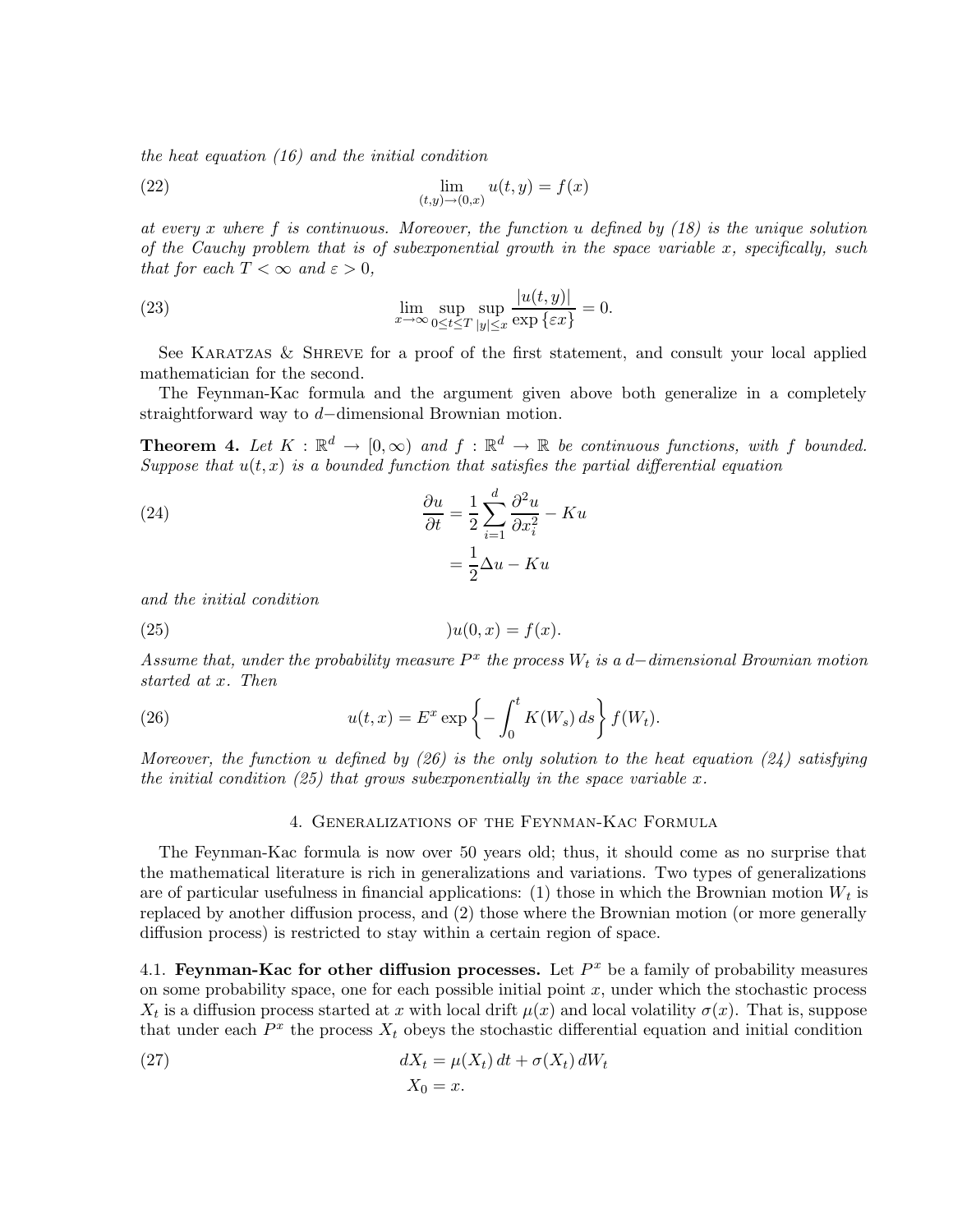*the heat equation (16) and the initial condition*

$$\lim_{(t,y)\to(0,x)} u(t,y) = f(x) \tag{22}$$

*at every $x$ where $f$ is continuous. Moreover, the function $u$ defined by (18) is the unique solution of the Cauchy problem that is of subexponential growth in the space variable $x$, specifically, such that for each $T < \infty$ and $\varepsilon > 0$,*

$$\lim_{x\to\infty} \sup_{0\le t\le T} \sup_{|y|\le x} \frac{|u(t,y)|}{\exp\{\varepsilon x\}} = 0. \tag{23}$$

See Karatzas & Shreve for a proof of the first statement, and consult your local applied mathematician for the second.

The Feynman-Kac formula and the argument given above both generalize in a completely straightforward way to $d-$dimensional Brownian motion.

**Theorem 4.** *Let $K : \mathbb{R}^d \to [0,\infty)$ and $f : \mathbb{R}^d \to \mathbb{R}$ be continuous functions, with $f$ bounded. Suppose that $u(t,x)$ is a bounded function that satisfies the partial differential equation*

$$\begin{aligned} \frac{\partial u}{\partial t} &= \frac{1}{2}\sum_{i=1}^{d} \frac{\partial^2 u}{\partial x_i^2} - Ku \\ &= \frac{1}{2}\Delta u - Ku \end{aligned} \tag{24}$$

*and the initial condition*

$$)u(0,x) = f(x). \tag{25}$$

*Assume that, under the probability measure $P^x$ the process $W_t$ is a $d-$dimensional Brownian motion started at $x$. Then*

$$u(t,x) = E^x \exp\left\{-\int_0^t K(W_s)\,ds\right\} f(W_t). \tag{26}$$

*Moreover, the function $u$ defined by (26) is the only solution to the heat equation (24) satisfying the initial condition (25) that grows subexponentially in the space variable $x$.*

## 4. Generalizations of the Feynman-Kac Formula

The Feynman-Kac formula is now over 50 years old; thus, it should come as no surprise that the mathematical literature is rich in generalizations and variations. Two types of generalizations are of particular usefulness in financial applications: (1) those in which the Brownian motion $W_t$ is replaced by another diffusion process, and (2) those where the Brownian motion (or more generally diffusion process) is restricted to stay within a certain region of space.

4.1. **Feynman-Kac for other diffusion processes.** Let $P^x$ be a family of probability measures on some probability space, one for each possible initial point $x$, under which the stochastic process $X_t$ is a diffusion process started at $x$ with local drift $\mu(x)$ and local volatility $\sigma(x)$. That is, suppose that under each $P^x$ the process $X_t$ obeys the stochastic differential equation and initial condition

$$\begin{aligned} dX_t &= \mu(X_t)\,dt + \sigma(X_t)\,dW_t \\ X_0 &= x. \end{aligned} \tag{27}$$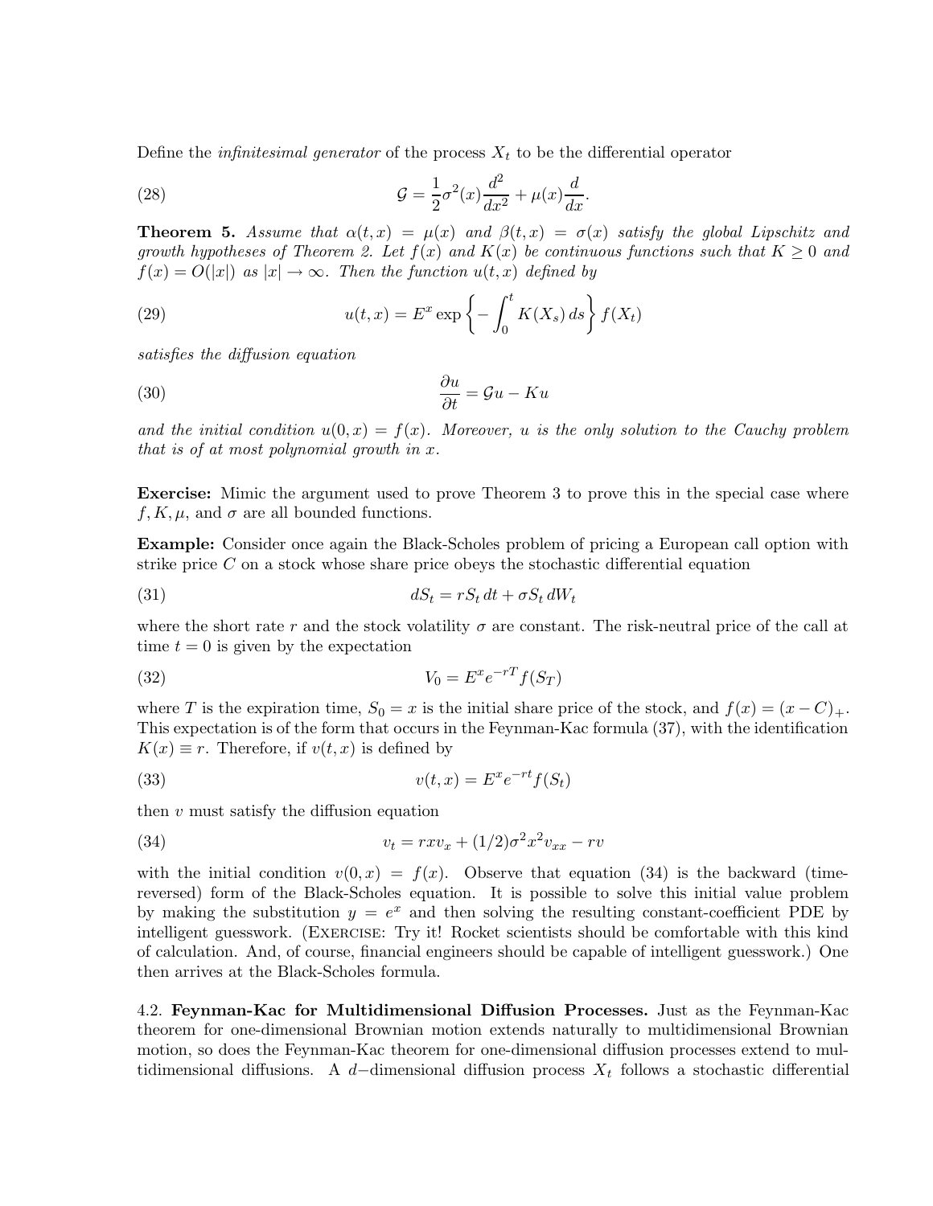Define the *infinitesimal generator* of the process $X_t$ to be the differential operator

$$\mathcal{G} = \frac{1}{2}\sigma^2(x)\frac{d^2}{dx^2} + \mu(x)\frac{d}{dx}. \tag{28}$$

**Theorem 5.** *Assume that $\alpha(t,x) = \mu(x)$ and $\beta(t,x) = \sigma(x)$ satisfy the global Lipschitz and growth hypotheses of Theorem 2. Let $f(x)$ and $K(x)$ be continuous functions such that $K \geq 0$ and $f(x) = O(|x|)$ as $|x| \to \infty$. Then the function $u(t,x)$ defined by*

$$u(t,x) = E^x \exp\left\{-\int_0^t K(X_s)\,ds\right\} f(X_t) \tag{29}$$

*satisfies the diffusion equation*

$$\frac{\partial u}{\partial t} = \mathcal{G}u - Ku \tag{30}$$

*and the initial condition $u(0,x) = f(x)$. Moreover, $u$ is the only solution to the Cauchy problem that is of at most polynomial growth in $x$.*

**Exercise:** Mimic the argument used to prove Theorem 3 to prove this in the special case where $f, K, \mu$, and $\sigma$ are all bounded functions.

**Example:** Consider once again the Black-Scholes problem of pricing a European call option with strike price $C$ on a stock whose share price obeys the stochastic differential equation

$$dS_t = rS_t\,dt + \sigma S_t\,dW_t \tag{31}$$

where the short rate $r$ and the stock volatility $\sigma$ are constant. The risk-neutral price of the call at time $t = 0$ is given by the expectation

$$V_0 = E^x e^{-rT} f(S_T) \tag{32}$$

where $T$ is the expiration time, $S_0 = x$ is the initial share price of the stock, and $f(x) = (x - C)_+$. This expectation is of the form that occurs in the Feynman-Kac formula (37), with the identification $K(x) \equiv r$. Therefore, if $v(t,x)$ is defined by

$$v(t,x) = E^x e^{-rt} f(S_t) \tag{33}$$

then $v$ must satisfy the diffusion equation

$$v_t = rxv_x + (1/2)\sigma^2 x^2 v_{xx} - rv \tag{34}$$

with the initial condition $v(0,x) = f(x)$. Observe that equation (34) is the backward (time-reversed) form of the Black-Scholes equation. It is possible to solve this initial value problem by making the substitution $y = e^x$ and then solving the resulting constant-coefficient PDE by intelligent guesswork. (EXERCISE: Try it! Rocket scientists should be comfortable with this kind of calculation. And, of course, financial engineers should be capable of intelligent guesswork.) One then arrives at the Black-Scholes formula.

4.2. **Feynman-Kac for Multidimensional Diffusion Processes.** Just as the Feynman-Kac theorem for one-dimensional Brownian motion extends naturally to multidimensional Brownian motion, so does the Feynman-Kac theorem for one-dimensional diffusion processes extend to multidimensional diffusions. A $d-$dimensional diffusion process $X_t$ follows a stochastic differential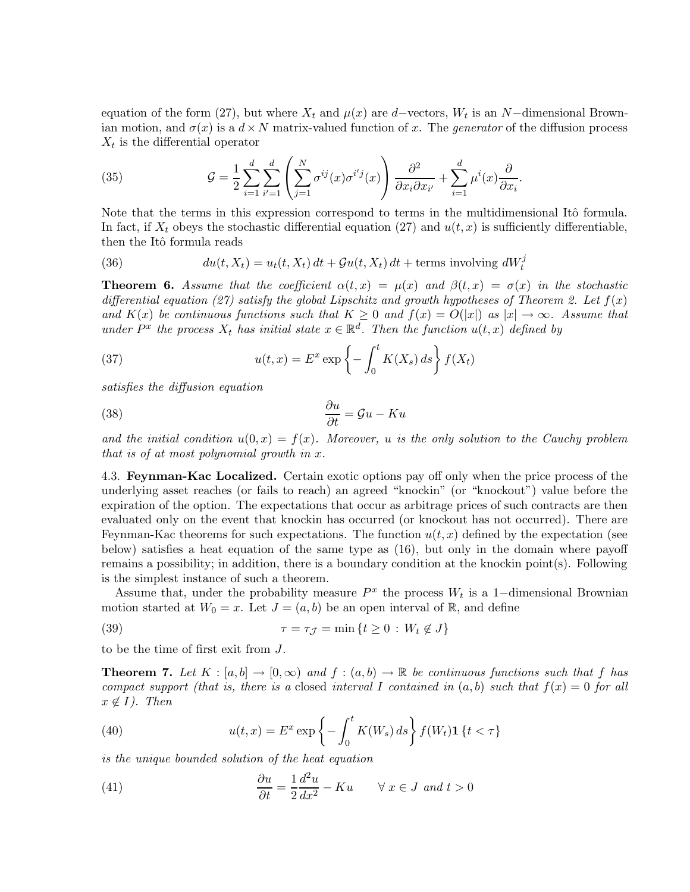equation of the form (27), but where $X_t$ and $\mu(x)$ are $d-$vectors, $W_t$ is an $N-$dimensional Brownian motion, and $\sigma(x)$ is a $d \times N$ matrix-valued function of $x$. The *generator* of the diffusion process $X_t$ is the differential operator

$$\mathcal{G} = \frac{1}{2}\sum_{i=1}^{d}\sum_{i'=1}^{d}\left(\sum_{j=1}^{N}\sigma^{ij}(x)\sigma^{i'j}(x)\right)\frac{\partial^2}{\partial x_i \partial x_{i'}} + \sum_{i=1}^{d}\mu^i(x)\frac{\partial}{\partial x_i}. \tag{35}$$

Note that the terms in this expression correspond to terms in the multidimensional Itô formula. In fact, if $X_t$ obeys the stochastic differential equation (27) and $u(t,x)$ is sufficiently differentiable, then the Itô formula reads

$$du(t, X_t) = u_t(t, X_t)\,dt + \mathcal{G}u(t, X_t)\,dt + \text{terms involving } dW_t^j \tag{36}$$

**Theorem 6.** *Assume that the coefficient $\alpha(t,x) = \mu(x)$ and $\beta(t,x) = \sigma(x)$ in the stochastic differential equation (27) satisfy the global Lipschitz and growth hypotheses of Theorem 2. Let $f(x)$ and $K(x)$ be continuous functions such that $K \geq 0$ and $f(x) = O(|x|)$ as $|x| \to \infty$. Assume that under $P^x$ the process $X_t$ has initial state $x \in \mathbb{R}^d$. Then the function $u(t,x)$ defined by*

$$u(t,x) = E^x \exp\left\{-\int_0^t K(X_s)\,ds\right\} f(X_t) \tag{37}$$

*satisfies the diffusion equation*

$$\frac{\partial u}{\partial t} = \mathcal{G}u - Ku \tag{38}$$

*and the initial condition $u(0,x) = f(x)$. Moreover, $u$ is the only solution to the Cauchy problem that is of at most polynomial growth in $x$.*

4.3. **Feynman-Kac Localized.** Certain exotic options pay off only when the price process of the underlying asset reaches (or fails to reach) an agreed "knockin" (or "knockout") value before the expiration of the option. The expectations that occur as arbitrage prices of such contracts are then evaluated only on the event that knockin has occurred (or knockout has not occurred). There are Feynman-Kac theorems for such expectations. The function $u(t,x)$ defined by the expectation (see below) satisfies a heat equation of the same type as (16), but only in the domain where payoff remains a possibility; in addition, there is a boundary condition at the knockin point(s). Following is the simplest instance of such a theorem.

Assume that, under the probability measure $P^x$ the process $W_t$ is a $1-$dimensional Brownian motion started at $W_0 = x$. Let $J = (a,b)$ be an open interval of $\mathbb{R}$, and define

$$\tau = \tau_{\mathcal{J}} = \min\{t \geq 0 \,:\, W_t \notin J\} \tag{39}$$

to be the time of first exit from $J$.

**Theorem 7.** *Let $K : [a,b] \to [0,\infty)$ and $f : (a,b) \to \mathbb{R}$ be continuous functions such that $f$ has compact support (that is, there is a* closed *interval $I$ contained in $(a,b)$ such that $f(x) = 0$ for all $x \notin I$). Then*

$$u(t,x) = E^x \exp\left\{-\int_0^t K(W_s)\,ds\right\} f(W_t)\mathbf{1}\{t < \tau\} \tag{40}$$

*is the unique bounded solution of the heat equation*

$$\frac{\partial u}{\partial t} = \frac{1}{2}\frac{d^2 u}{dx^2} - Ku \qquad \forall\, x \in J \text{ and } t > 0 \tag{41}$$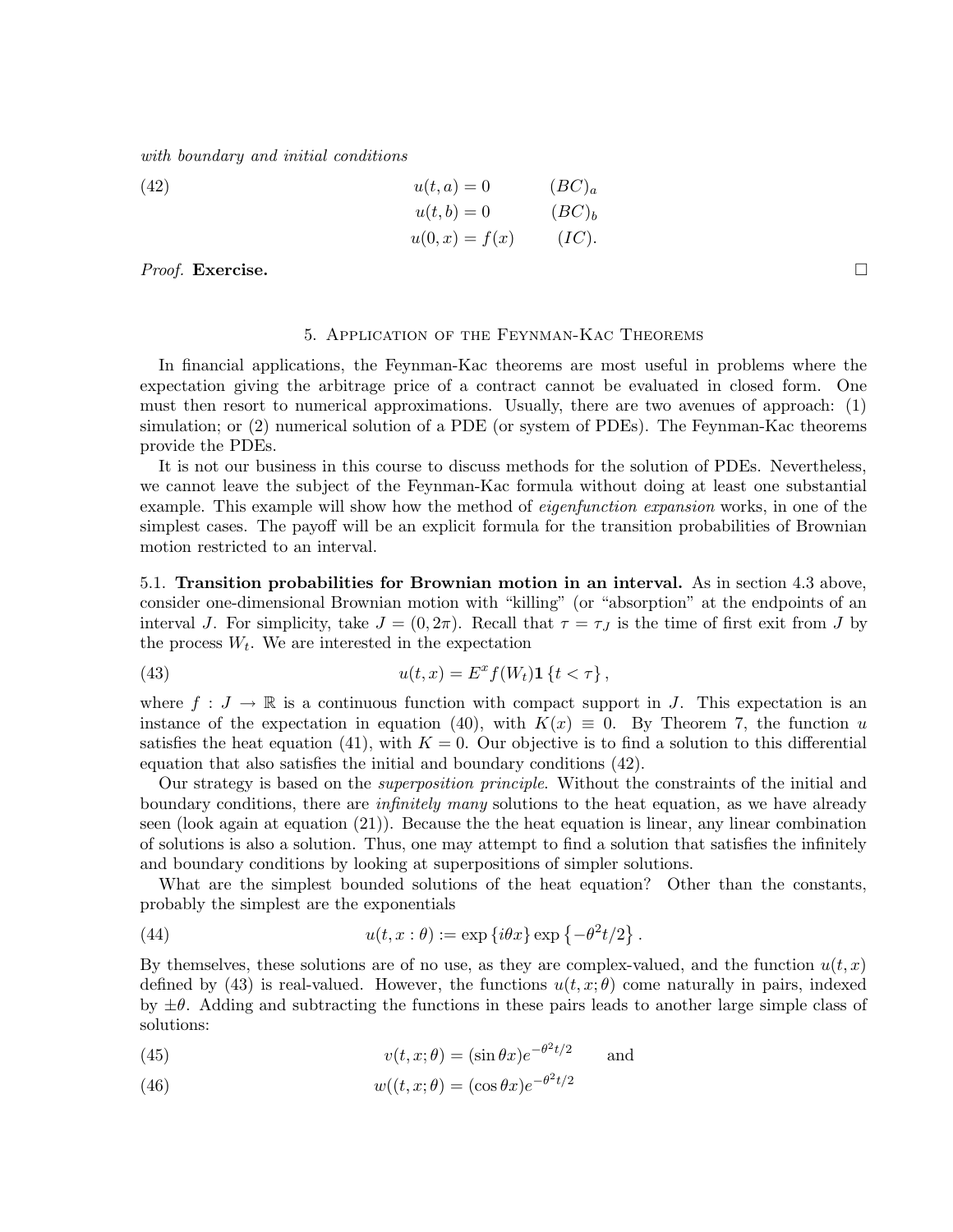*with boundary and initial conditions*

$$
\begin{aligned}
u(t,a) &= 0 \qquad (BC)_a \\
u(t,b) &= 0 \qquad (BC)_b \\
u(0,x) &= f(x) \qquad (IC).
\end{aligned}
\tag{42}
$$

*Proof.* **Exercise.** □

## 5. Application of the Feynman-Kac Theorems

In financial applications, the Feynman-Kac theorems are most useful in problems where the expectation giving the arbitrage price of a contract cannot be evaluated in closed form. One must then resort to numerical approximations. Usually, there are two avenues of approach: (1) simulation; or (2) numerical solution of a PDE (or system of PDEs). The Feynman-Kac theorems provide the PDEs.

It is not our business in this course to discuss methods for the solution of PDEs. Nevertheless, we cannot leave the subject of the Feynman-Kac formula without doing at least one substantial example. This example will show how the method of *eigenfunction expansion* works, in one of the simplest cases. The payoff will be an explicit formula for the transition probabilities of Brownian motion restricted to an interval.

5.1. **Transition probabilities for Brownian motion in an interval.** As in section 4.3 above, consider one-dimensional Brownian motion with "killing" (or "absorption" at the endpoints of an interval $J$. For simplicity, take $J = (0, 2\pi)$. Recall that $\tau = \tau_J$ is the time of first exit from $J$ by the process $W_t$. We are interested in the expectation

$$
u(t,x) = E^x f(W_t)\mathbf{1}\{t < \tau\}, \tag{43}
$$

where $f : J \to \mathbb{R}$ is a continuous function with compact support in $J$. This expectation is an instance of the expectation in equation (40), with $K(x) \equiv 0$. By Theorem 7, the function $u$ satisfies the heat equation (41), with $K = 0$. Our objective is to find a solution to this differential equation that also satisfies the initial and boundary conditions (42).

Our strategy is based on the *superposition principle*. Without the constraints of the initial and boundary conditions, there are *infinitely many* solutions to the heat equation, as we have already seen (look again at equation (21)). Because the the heat equation is linear, any linear combination of solutions is also a solution. Thus, one may attempt to find a solution that satisfies the infinitely and boundary conditions by looking at superpositions of simpler solutions.

What are the simplest bounded solutions of the heat equation? Other than the constants, probably the simplest are the exponentials

$$
u(t, x : \theta) := \exp\{i\theta x\} \exp\{-\theta^2 t/2\}. \tag{44}
$$

By themselves, these solutions are of no use, as they are complex-valued, and the function $u(t,x)$ defined by (43) is real-valued. However, the functions $u(t,x;\theta)$ come naturally in pairs, indexed by $\pm\theta$. Adding and subtracting the functions in these pairs leads to another large simple class of solutions:

$$
v(t,x;\theta) = (\sin\theta x)e^{-\theta^2 t/2} \qquad \text{and} \tag{45}
$$

$$
w((t,x;\theta) = (\cos\theta x)e^{-\theta^2 t/2} \tag{46}
$$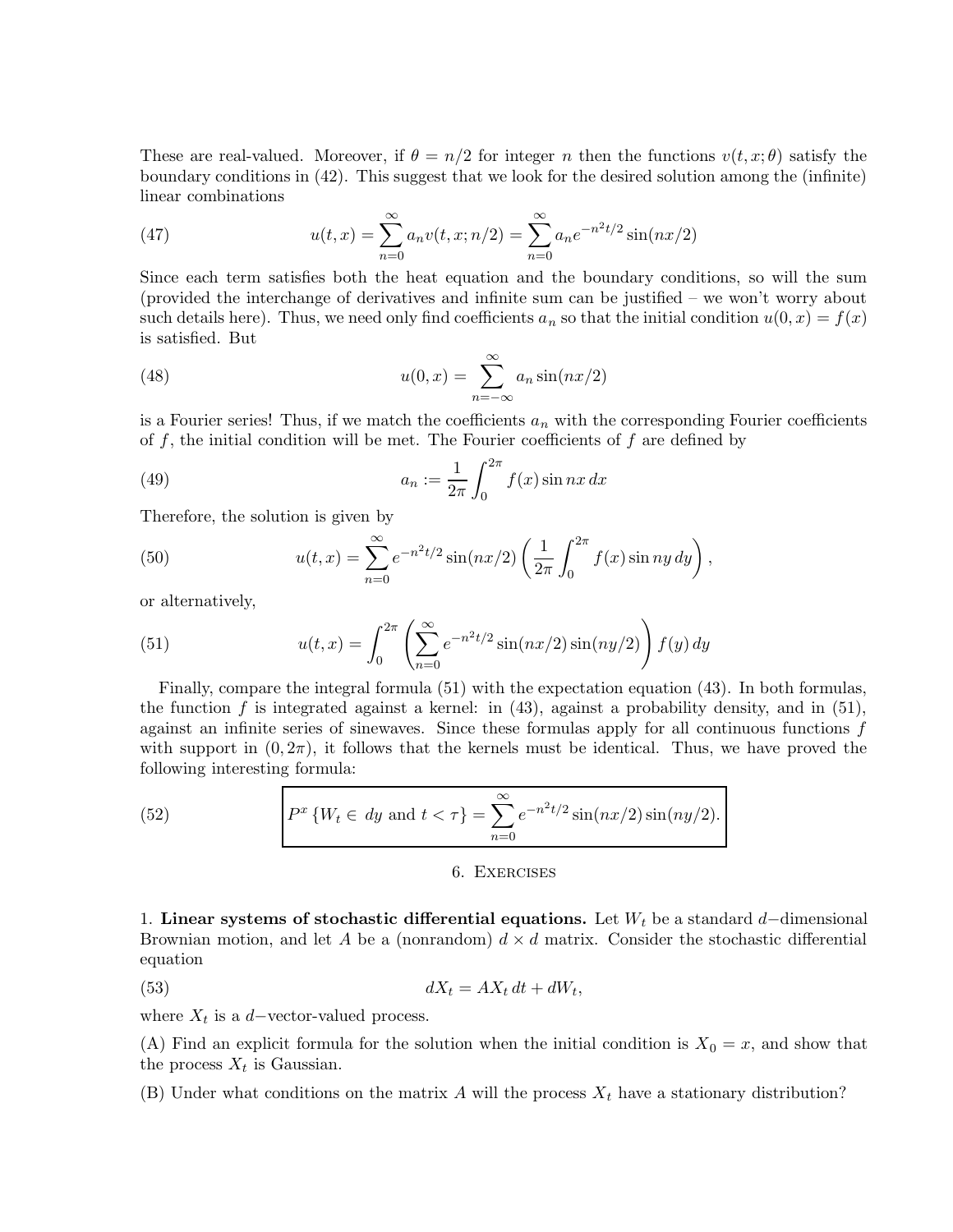These are real-valued. Moreover, if $\theta = n/2$ for integer $n$ then the functions $v(t, x; \theta)$ satisfy the boundary conditions in (42). This suggest that we look for the desired solution among the (infinite) linear combinations

$$u(t, x) = \sum_{n=0}^{\infty} a_n v(t, x; n/2) = \sum_{n=0}^{\infty} a_n e^{-n^2 t/2} \sin(nx/2) \tag{47}$$

Since each term satisfies both the heat equation and the boundary conditions, so will the sum (provided the interchange of derivatives and infinite sum can be justified – we won't worry about such details here). Thus, we need only find coefficients $a_n$ so that the initial condition $u(0, x) = f(x)$ is satisfied. But

$$u(0, x) = \sum_{n=-\infty}^{\infty} a_n \sin(nx/2) \tag{48}$$

is a Fourier series! Thus, if we match the coefficients $a_n$ with the corresponding Fourier coefficients of $f$, the initial condition will be met. The Fourier coefficients of $f$ are defined by

$$a_n := \frac{1}{2\pi} \int_0^{2\pi} f(x) \sin nx \, dx \tag{49}$$

Therefore, the solution is given by

$$u(t, x) = \sum_{n=0}^{\infty} e^{-n^2 t/2} \sin(nx/2) \left( \frac{1}{2\pi} \int_0^{2\pi} f(x) \sin ny \, dy \right), \tag{50}$$

or alternatively,

$$u(t, x) = \int_0^{2\pi} \left( \sum_{n=0}^{\infty} e^{-n^2 t/2} \sin(nx/2) \sin(ny/2) \right) f(y) \, dy \tag{51}$$

Finally, compare the integral formula (51) with the expectation equation (43). In both formulas, the function $f$ is integrated against a kernel: in (43), against a probability density, and in (51), against an infinite series of sinewaves. Since these formulas apply for all continuous functions $f$ with support in $(0, 2\pi)$, it follows that the kernels must be identical. Thus, we have proved the following interesting formula:

$$\boxed{P^x \{W_t \in dy \text{ and } t < \tau\} = \sum_{n=0}^{\infty} e^{-n^2 t/2} \sin(nx/2) \sin(ny/2).} \tag{52}$$

## 6. Exercises

1. **Linear systems of stochastic differential equations.** Let $W_t$ be a standard $d-$dimensional Brownian motion, and let $A$ be a (nonrandom) $d \times d$ matrix. Consider the stochastic differential equation

$$dX_t = AX_t \, dt + dW_t, \tag{53}$$

where $X_t$ is a $d-$vector-valued process.

(A) Find an explicit formula for the solution when the initial condition is $X_0 = x$, and show that the process $X_t$ is Gaussian.

(B) Under what conditions on the matrix $A$ will the process $X_t$ have a stationary distribution?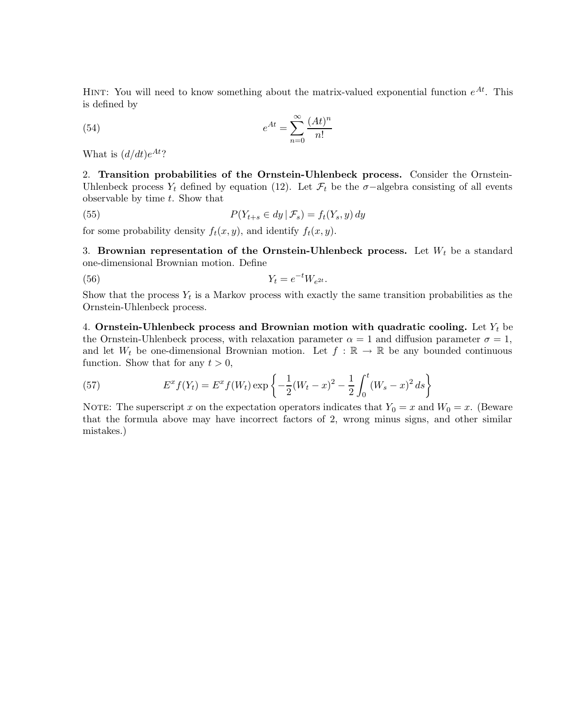HINT: You will need to know something about the matrix-valued exponential function $e^{At}$. This is defined by

$$e^{At} = \sum_{n=0}^{\infty} \frac{(At)^n}{n!} \tag{54}$$

What is $(d/dt)e^{At}$?

2. **Transition probabilities of the Ornstein-Uhlenbeck process.** Consider the Ornstein-Uhlenbeck process $Y_t$ defined by equation (12). Let $\mathcal{F}_t$ be the $\sigma-$algebra consisting of all events observable by time $t$. Show that

$$P(Y_{t+s} \in dy \,|\, \mathcal{F}_s) = f_t(Y_s, y)\, dy \tag{55}$$

for some probability density $f_t(x, y)$, and identify $f_t(x, y)$.

3. **Brownian representation of the Ornstein-Uhlenbeck process.** Let $W_t$ be a standard one-dimensional Brownian motion. Define

$$Y_t = e^{-t} W_{e^{2t}}. \tag{56}$$

Show that the process $Y_t$ is a Markov process with exactly the same transition probabilities as the Ornstein-Uhlenbeck process.

4. **Ornstein-Uhlenbeck process and Brownian motion with quadratic cooling.** Let $Y_t$ be the Ornstein-Uhlenbeck process, with relaxation parameter $\alpha = 1$ and diffusion parameter $\sigma = 1$, and let $W_t$ be one-dimensional Brownian motion. Let $f : \mathbb{R} \to \mathbb{R}$ be any bounded continuous function. Show that for any $t > 0$,

$$E^x f(Y_t) = E^x f(W_t) \exp\left\{ -\frac{1}{2}(W_t - x)^2 - \frac{1}{2}\int_0^t (W_s - x)^2\, ds \right\} \tag{57}$$

NOTE: The superscript $x$ on the expectation operators indicates that $Y_0 = x$ and $W_0 = x$. (Beware that the formula above may have incorrect factors of 2, wrong minus signs, and other similar mistakes.)